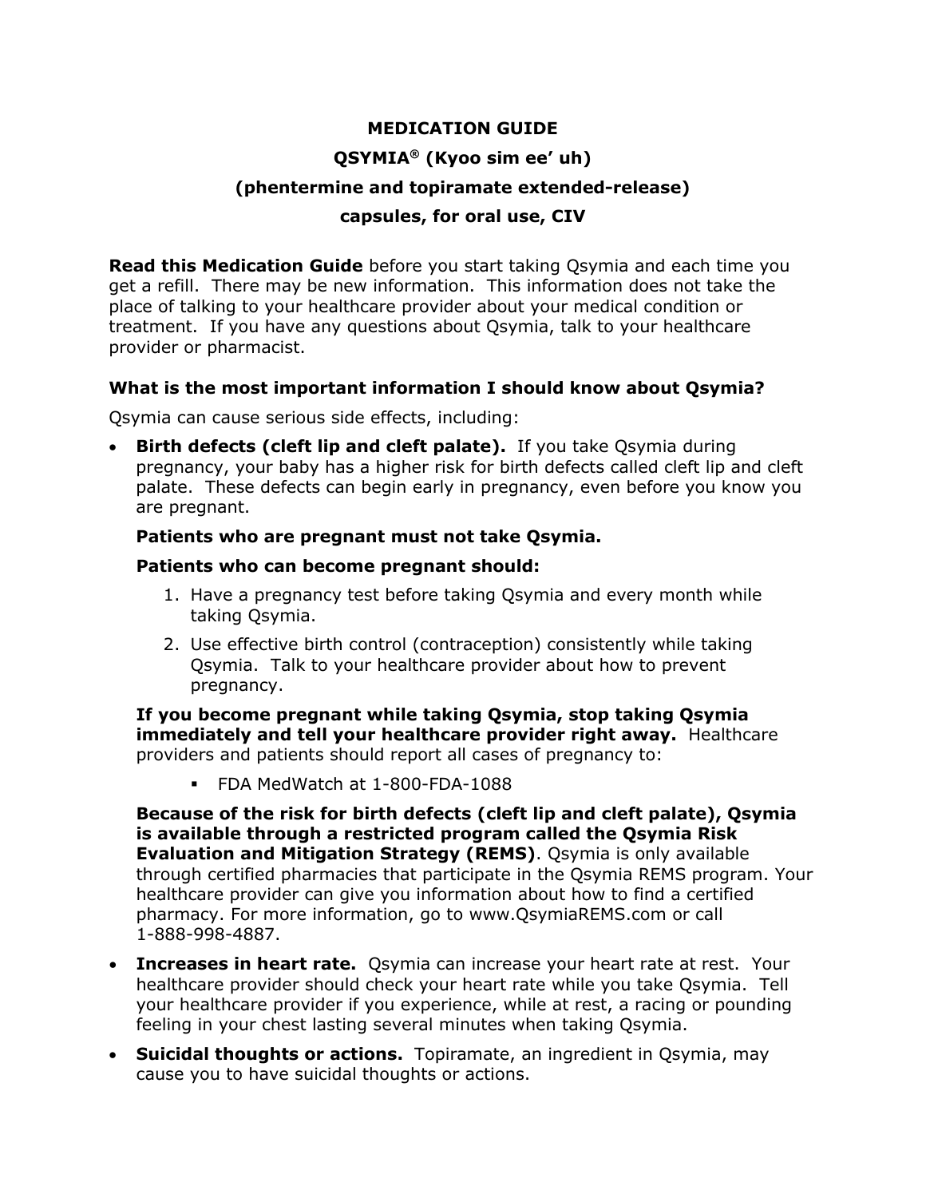# MEDICATION GUIDE

## QSYMIA® (Kyoo sim ee' uh)

## (phentermine and topiramate extended-release)

## capsules, for oral use, CIV

**Read this Medication Guide** before you start taking Qsymia and each time you get a refill. There may be new information. This information does not take the place of talking to your healthcare provider about your medical condition or treatment. If you have any questions about Qsymia, talk to your healthcare provider or pharmacist.

### What is the most important information I should know about Qsymia?

Qsymia can cause serious side effects, including:

- **Birth defects (cleft lip and cleft palate).** If you take Qsymia during pregnancy, your baby has a higher risk for birth defects called cleft lip and cleft palate. These defects can begin early in pregnancy, even before you know you are pregnant.

  **Patients who are pregnant must not take Qsymia.**

  **Patients who can become pregnant should:**

  1. Have a pregnancy test before taking Qsymia and every month while taking Qsymia.
  2. Use effective birth control (contraception) consistently while taking Qsymia. Talk to your healthcare provider about how to prevent pregnancy.

  **If you become pregnant while taking Qsymia, stop taking Qsymia immediately and tell your healthcare provider right away.** Healthcare providers and patients should report all cases of pregnancy to:

  - FDA MedWatch at 1-800-FDA-1088

  **Because of the risk for birth defects (cleft lip and cleft palate), Qsymia is available through a restricted program called the Qsymia Risk Evaluation and Mitigation Strategy (REMS)**. Qsymia is only available through certified pharmacies that participate in the Qsymia REMS program. Your healthcare provider can give you information about how to find a certified pharmacy. For more information, go to www.QsymiaREMS.com or call 1-888-998-4887.

- **Increases in heart rate.** Qsymia can increase your heart rate at rest. Your healthcare provider should check your heart rate while you take Qsymia. Tell your healthcare provider if you experience, while at rest, a racing or pounding feeling in your chest lasting several minutes when taking Qsymia.
- **Suicidal thoughts or actions.** Topiramate, an ingredient in Qsymia, may cause you to have suicidal thoughts or actions.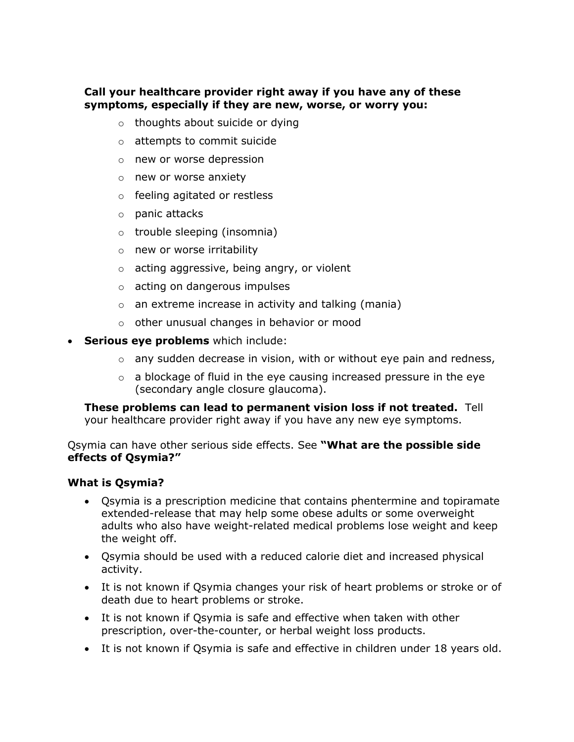**Call your healthcare provider right away if you have any of these symptoms, especially if they are new, worse, or worry you:**

  - thoughts about suicide or dying
  - attempts to commit suicide
  - new or worse depression
  - new or worse anxiety
  - feeling agitated or restless
  - panic attacks
  - trouble sleeping (insomnia)
  - new or worse irritability
  - acting aggressive, being angry, or violent
  - acting on dangerous impulses
  - an extreme increase in activity and talking (mania)
  - other unusual changes in behavior or mood

- **Serious eye problems** which include:
  - any sudden decrease in vision, with or without eye pain and redness,
  - a blockage of fluid in the eye causing increased pressure in the eye (secondary angle closure glaucoma).

**These problems can lead to permanent vision loss if not treated.** Tell your healthcare provider right away if you have any new eye symptoms.

Qsymia can have other serious side effects. See **"What are the possible side effects of Qsymia?"**

### What is Qsymia?

- Qsymia is a prescription medicine that contains phentermine and topiramate extended-release that may help some obese adults or some overweight adults who also have weight-related medical problems lose weight and keep the weight off.
- Qsymia should be used with a reduced calorie diet and increased physical activity.
- It is not known if Qsymia changes your risk of heart problems or stroke or of death due to heart problems or stroke.
- It is not known if Qsymia is safe and effective when taken with other prescription, over-the-counter, or herbal weight loss products.
- It is not known if Qsymia is safe and effective in children under 18 years old.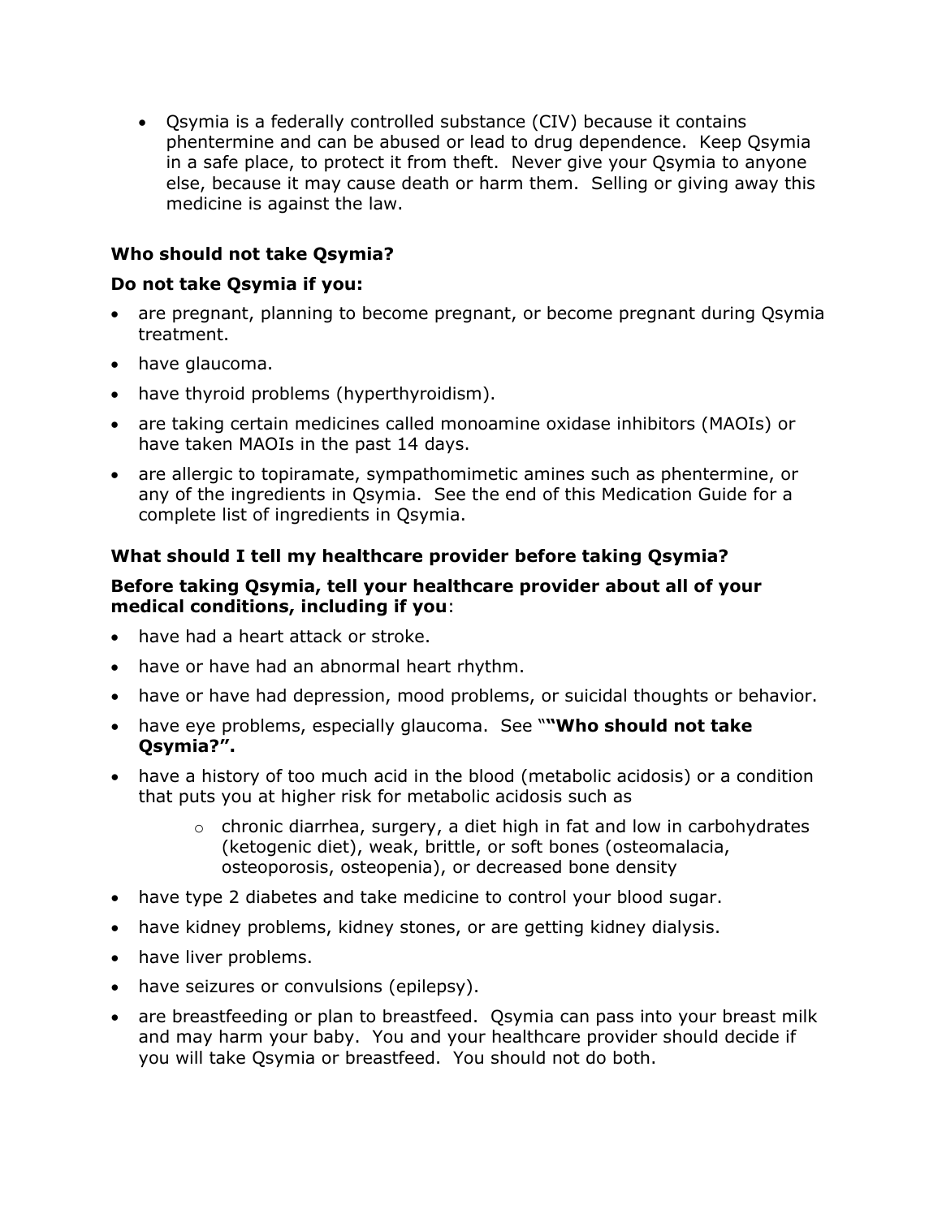- Qsymia is a federally controlled substance (CIV) because it contains phentermine and can be abused or lead to drug dependence. Keep Qsymia in a safe place, to protect it from theft. Never give your Qsymia to anyone else, because it may cause death or harm them. Selling or giving away this medicine is against the law.

**Who should not take Qsymia?**

**Do not take Qsymia if you:**

- are pregnant, planning to become pregnant, or become pregnant during Qsymia treatment.
- have glaucoma.
- have thyroid problems (hyperthyroidism).
- are taking certain medicines called monoamine oxidase inhibitors (MAOIs) or have taken MAOIs in the past 14 days.
- are allergic to topiramate, sympathomimetic amines such as phentermine, or any of the ingredients in Qsymia. See the end of this Medication Guide for a complete list of ingredients in Qsymia.

**What should I tell my healthcare provider before taking Qsymia?**

**Before taking Qsymia, tell your healthcare provider about all of your medical conditions, including if you**:

- have had a heart attack or stroke.
- have or have had an abnormal heart rhythm.
- have or have had depression, mood problems, or suicidal thoughts or behavior.
- have eye problems, especially glaucoma. See "**"Who should not take Qsymia?".**
- have a history of too much acid in the blood (metabolic acidosis) or a condition that puts you at higher risk for metabolic acidosis such as
    - chronic diarrhea, surgery, a diet high in fat and low in carbohydrates (ketogenic diet), weak, brittle, or soft bones (osteomalacia, osteoporosis, osteopenia), or decreased bone density
- have type 2 diabetes and take medicine to control your blood sugar.
- have kidney problems, kidney stones, or are getting kidney dialysis.
- have liver problems.
- have seizures or convulsions (epilepsy).
- are breastfeeding or plan to breastfeed. Qsymia can pass into your breast milk and may harm your baby. You and your healthcare provider should decide if you will take Qsymia or breastfeed. You should not do both.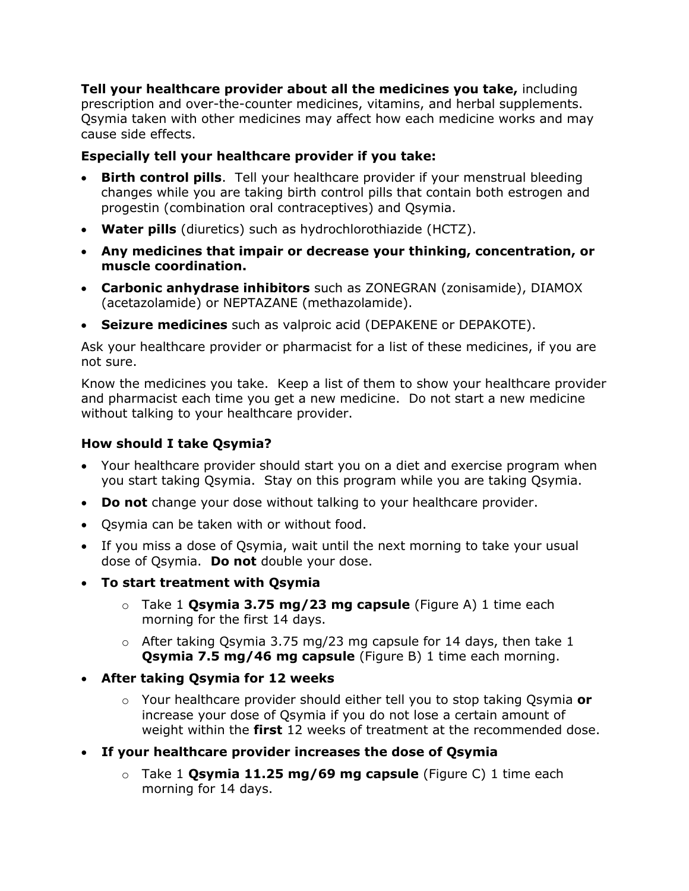**Tell your healthcare provider about all the medicines you take,** including prescription and over-the-counter medicines, vitamins, and herbal supplements. Qsymia taken with other medicines may affect how each medicine works and may cause side effects.

**Especially tell your healthcare provider if you take:**

- **Birth control pills**. Tell your healthcare provider if your menstrual bleeding changes while you are taking birth control pills that contain both estrogen and progestin (combination oral contraceptives) and Qsymia.
- **Water pills** (diuretics) such as hydrochlorothiazide (HCTZ).
- **Any medicines that impair or decrease your thinking, concentration, or muscle coordination.**
- **Carbonic anhydrase inhibitors** such as ZONEGRAN (zonisamide), DIAMOX (acetazolamide) or NEPTAZANE (methazolamide).
- **Seizure medicines** such as valproic acid (DEPAKENE or DEPAKOTE).

Ask your healthcare provider or pharmacist for a list of these medicines, if you are not sure.

Know the medicines you take. Keep a list of them to show your healthcare provider and pharmacist each time you get a new medicine. Do not start a new medicine without talking to your healthcare provider.

### How should I take Qsymia?

- Your healthcare provider should start you on a diet and exercise program when you start taking Qsymia. Stay on this program while you are taking Qsymia.
- **Do not** change your dose without talking to your healthcare provider.
- Qsymia can be taken with or without food.
- If you miss a dose of Qsymia, wait until the next morning to take your usual dose of Qsymia. **Do not** double your dose.
- **To start treatment with Qsymia**
    - Take 1 **Qsymia 3.75 mg/23 mg capsule** (Figure A) 1 time each morning for the first 14 days.
    - After taking Qsymia 3.75 mg/23 mg capsule for 14 days, then take 1 **Qsymia 7.5 mg/46 mg capsule** (Figure B) 1 time each morning.
- **After taking Qsymia for 12 weeks**
    - Your healthcare provider should either tell you to stop taking Qsymia **or** increase your dose of Qsymia if you do not lose a certain amount of weight within the **first** 12 weeks of treatment at the recommended dose.
- **If your healthcare provider increases the dose of Qsymia**
    - Take 1 **Qsymia 11.25 mg/69 mg capsule** (Figure C) 1 time each morning for 14 days.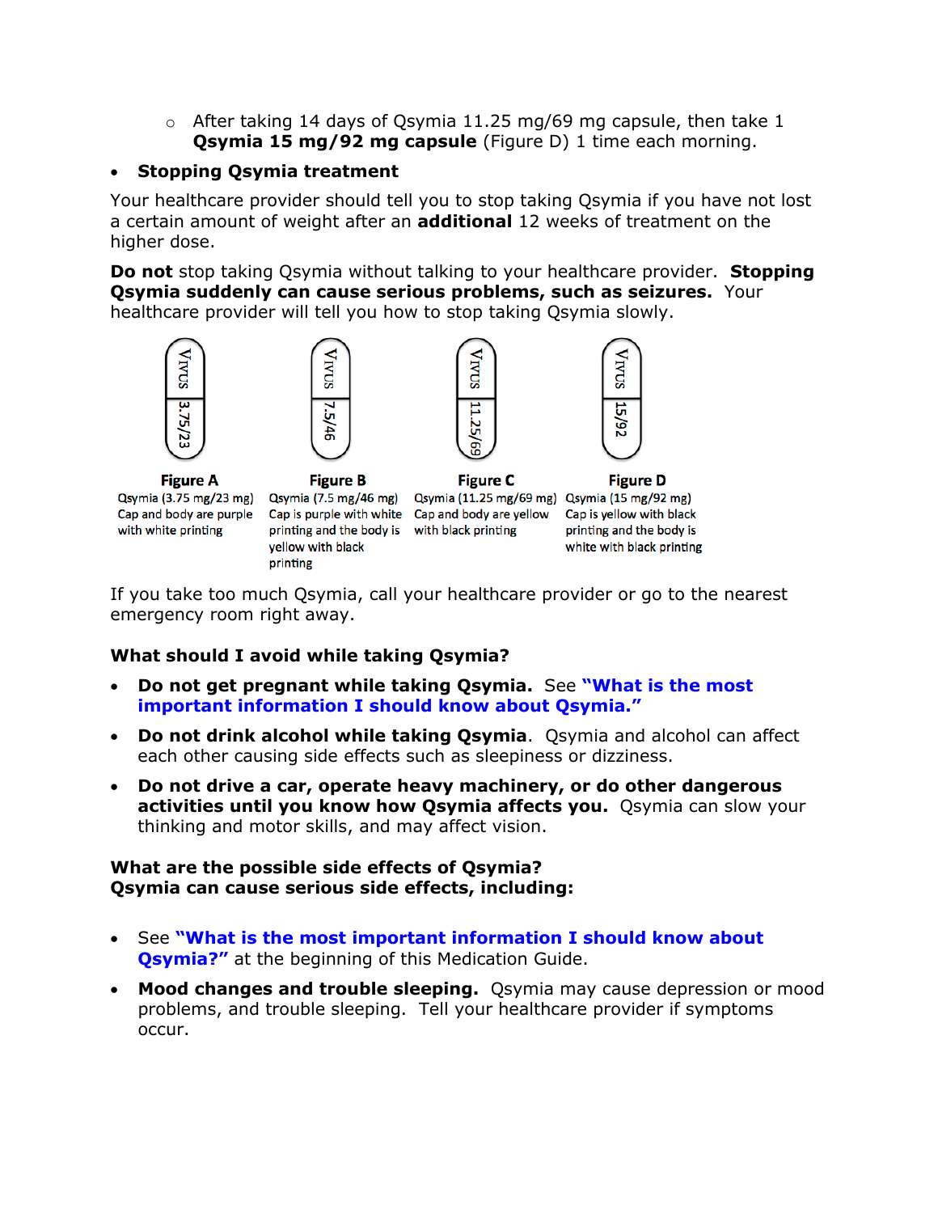- After taking 14 days of Qsymia 11.25 mg/69 mg capsule, then take 1 **Qsymia 15 mg/92 mg capsule** (Figure D) 1 time each morning.

- **Stopping Qsymia treatment**

Your healthcare provider should tell you to stop taking Qsymia if you have not lost a certain amount of weight after an **additional** 12 weeks of treatment on the higher dose.

**Do not** stop taking Qsymia without talking to your healthcare provider. **Stopping Qsymia suddenly can cause serious problems, such as seizures.** Your healthcare provider will tell you how to stop taking Qsymia slowly.

**Figure A**
Qsymia (3.75 mg/23 mg) Cap and body are purple with white printing

**Figure B**
Qsymia (7.5 mg/46 mg) Cap is purple with white printing and the body is yellow with black printing

**Figure C**
Qsymia (11.25 mg/69 mg) Cap and body are yellow with black printing

**Figure D**
Qsymia (15 mg/92 mg) Cap is yellow with black printing and the body is white with black printing

If you take too much Qsymia, call your healthcare provider or go to the nearest emergency room right away.

### What should I avoid while taking Qsymia?

- **Do not get pregnant while taking Qsymia.** See **"What is the most important information I should know about Qsymia."**
- **Do not drink alcohol while taking Qsymia**. Qsymia and alcohol can affect each other causing side effects such as sleepiness or dizziness.
- **Do not drive a car, operate heavy machinery, or do other dangerous activities until you know how Qsymia affects you.** Qsymia can slow your thinking and motor skills, and may affect vision.

### What are the possible side effects of Qsymia?
**Qsymia can cause serious side effects, including:**

- See **"What is the most important information I should know about Qsymia?"** at the beginning of this Medication Guide.
- **Mood changes and trouble sleeping.** Qsymia may cause depression or mood problems, and trouble sleeping. Tell your healthcare provider if symptoms occur.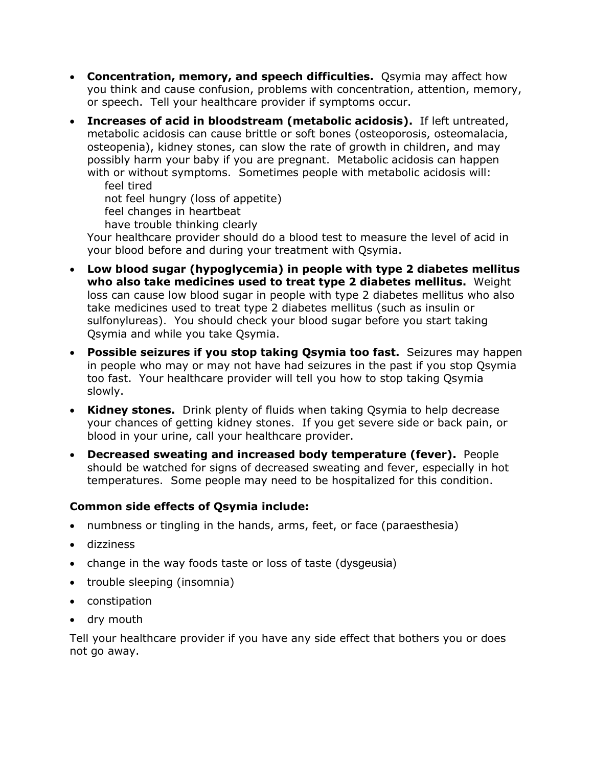- **Concentration, memory, and speech difficulties.** Qsymia may affect how you think and cause confusion, problems with concentration, attention, memory, or speech. Tell your healthcare provider if symptoms occur.
- **Increases of acid in bloodstream (metabolic acidosis).** If left untreated, metabolic acidosis can cause brittle or soft bones (osteoporosis, osteomalacia, osteopenia), kidney stones, can slow the rate of growth in children, and may possibly harm your baby if you are pregnant. Metabolic acidosis can happen with or without symptoms. Sometimes people with metabolic acidosis will:
  - feel tired
  - not feel hungry (loss of appetite)
  - feel changes in heartbeat
  - have trouble thinking clearly

  Your healthcare provider should do a blood test to measure the level of acid in your blood before and during your treatment with Qsymia.
- **Low blood sugar (hypoglycemia) in people with type 2 diabetes mellitus who also take medicines used to treat type 2 diabetes mellitus.** Weight loss can cause low blood sugar in people with type 2 diabetes mellitus who also take medicines used to treat type 2 diabetes mellitus (such as insulin or sulfonylureas). You should check your blood sugar before you start taking Qsymia and while you take Qsymia.
- **Possible seizures if you stop taking Qsymia too fast.** Seizures may happen in people who may or may not have had seizures in the past if you stop Qsymia too fast. Your healthcare provider will tell you how to stop taking Qsymia slowly.
- **Kidney stones.** Drink plenty of fluids when taking Qsymia to help decrease your chances of getting kidney stones. If you get severe side or back pain, or blood in your urine, call your healthcare provider.
- **Decreased sweating and increased body temperature (fever).** People should be watched for signs of decreased sweating and fever, especially in hot temperatures. Some people may need to be hospitalized for this condition.

**Common side effects of Qsymia include:**

- numbness or tingling in the hands, arms, feet, or face (paraesthesia)
- dizziness
- change in the way foods taste or loss of taste (dysgeusia)
- trouble sleeping (insomnia)
- constipation
- dry mouth

Tell your healthcare provider if you have any side effect that bothers you or does not go away.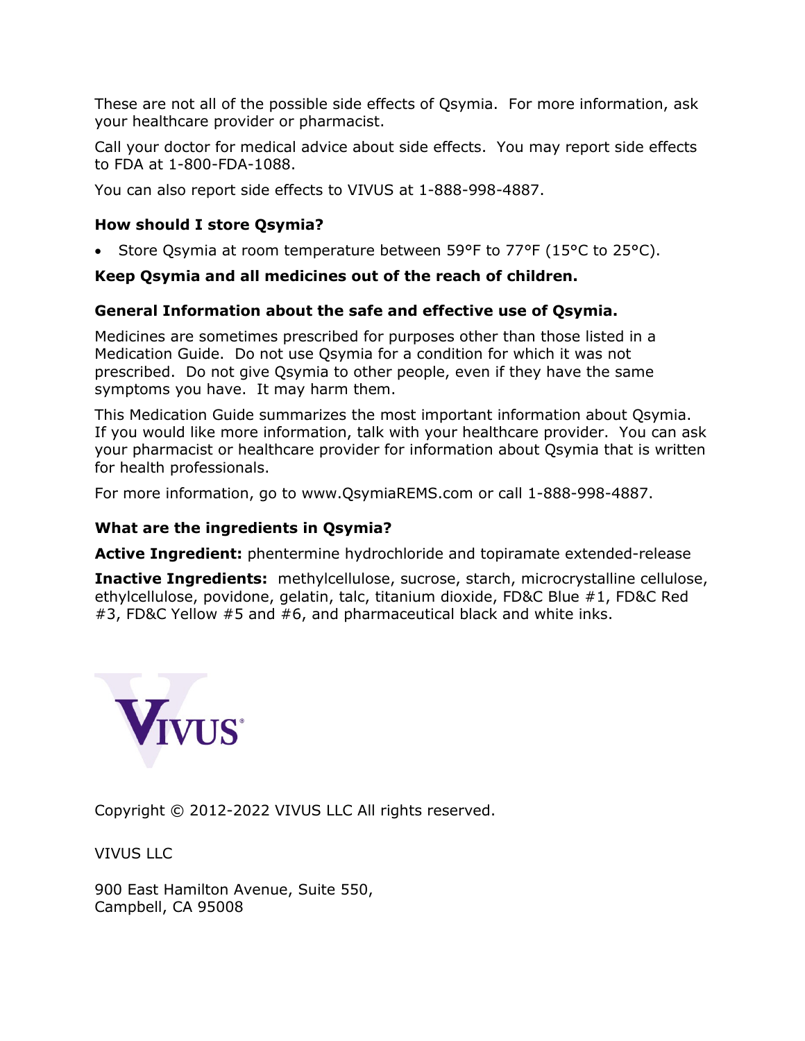These are not all of the possible side effects of Qsymia. For more information, ask your healthcare provider or pharmacist.

Call your doctor for medical advice about side effects. You may report side effects to FDA at 1-800-FDA-1088.

You can also report side effects to VIVUS at 1-888-998-4887.

**How should I store Qsymia?**

- Store Qsymia at room temperature between 59°F to 77°F (15°C to 25°C).

**Keep Qsymia and all medicines out of the reach of children.**

**General Information about the safe and effective use of Qsymia.**

Medicines are sometimes prescribed for purposes other than those listed in a Medication Guide. Do not use Qsymia for a condition for which it was not prescribed. Do not give Qsymia to other people, even if they have the same symptoms you have. It may harm them.

This Medication Guide summarizes the most important information about Qsymia. If you would like more information, talk with your healthcare provider. You can ask your pharmacist or healthcare provider for information about Qsymia that is written for health professionals.

For more information, go to www.QsymiaREMS.com or call 1-888-998-4887.

**What are the ingredients in Qsymia?**

**Active Ingredient:** phentermine hydrochloride and topiramate extended-release

**Inactive Ingredients:** methylcellulose, sucrose, starch, microcrystalline cellulose, ethylcellulose, povidone, gelatin, talc, titanium dioxide, FD&C Blue #1, FD&C Red #3, FD&C Yellow #5 and #6, and pharmaceutical black and white inks.

VIVUS®

Copyright © 2012-2022 VIVUS LLC All rights reserved.

VIVUS LLC

900 East Hamilton Avenue, Suite 550,
Campbell, CA 95008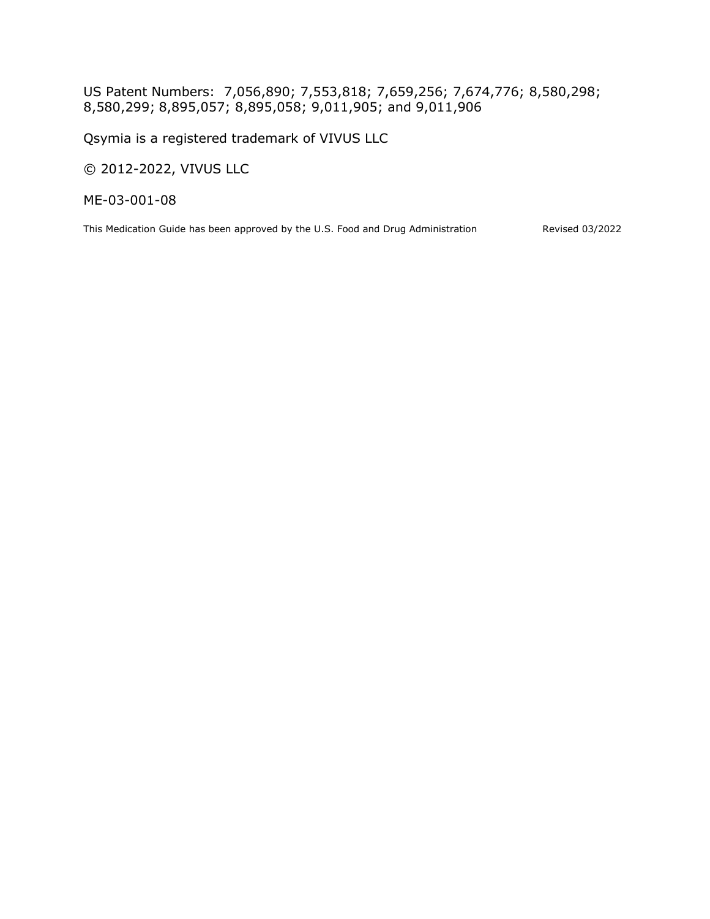US Patent Numbers: 7,056,890; 7,553,818; 7,659,256; 7,674,776; 8,580,298; 8,580,299; 8,895,057; 8,895,058; 9,011,905; and 9,011,906

Qsymia is a registered trademark of VIVUS LLC

© 2012-2022, VIVUS LLC

ME-03-001-08

This Medication Guide has been approved by the U.S. Food and Drug Administration Revised 03/2022